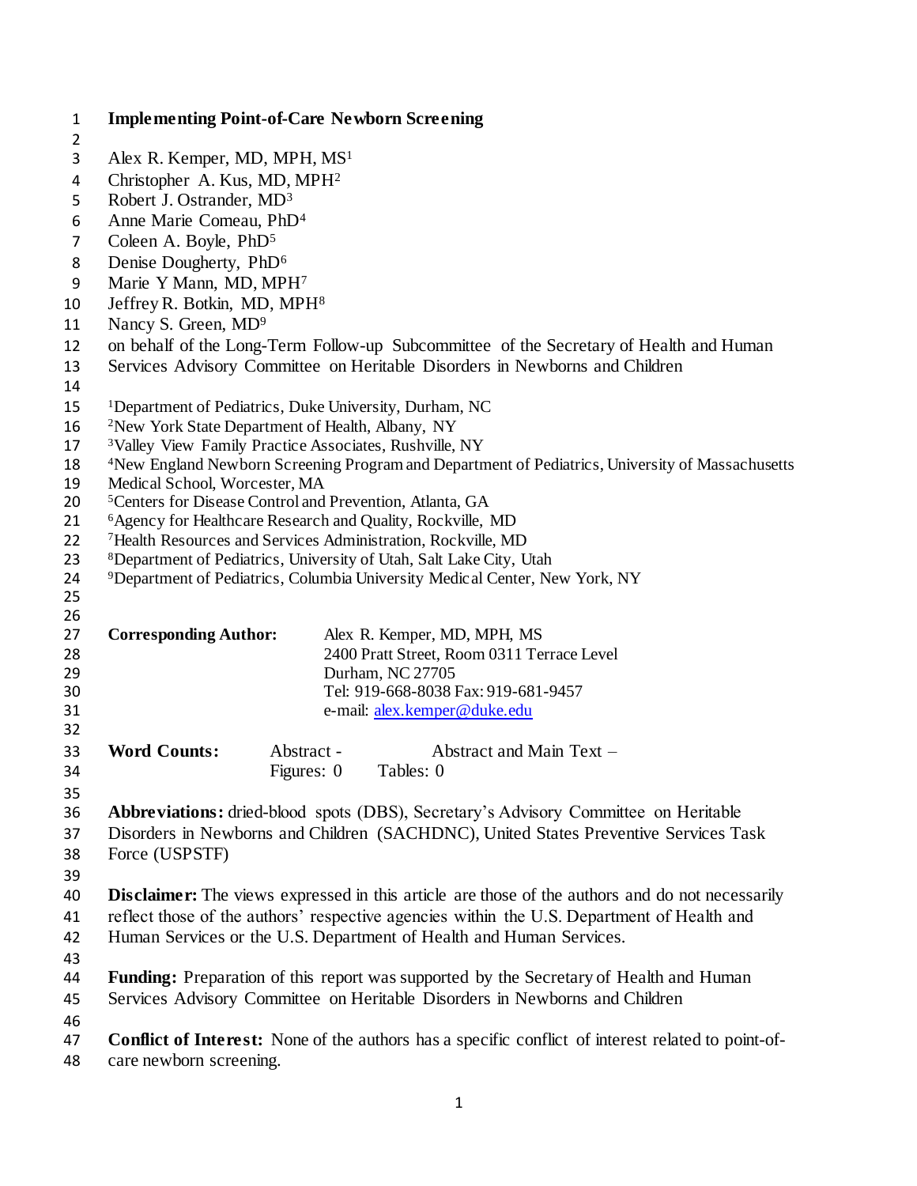# Implementing Point-of-Care Newborn Screening

Alex R. Kemper, MD, MPH, MS[1]
Christopher A. Kus, MD, MPH[2]
Robert J. Ostrander, MD[3]
Anne Marie Comeau, PhD[4]
Coleen A. Boyle, PhD[5]
Denise Dougherty, PhD[6]
Marie Y Mann, MD, MPH[7]
Jeffrey R. Botkin, MD, MPH[8]
Nancy S. Green, MD[9]
on behalf of the Long-Term Follow-up Subcommittee of the Secretary of Health and Human Services Advisory Committee on Heritable Disorders in Newborns and Children

[1]Department of Pediatrics, Duke University, Durham, NC
[2]New York State Department of Health, Albany, NY
[3]Valley View Family Practice Associates, Rushville, NY
[4]New England Newborn Screening Program and Department of Pediatrics, University of Massachusetts Medical School, Worcester, MA
[5]Centers for Disease Control and Prevention, Atlanta, GA
[6]Agency for Healthcare Research and Quality, Rockville, MD
[7]Health Resources and Services Administration, Rockville, MD
[8]Department of Pediatrics, University of Utah, Salt Lake City, Utah
[9]Department of Pediatrics, Columbia University Medical Center, New York, NY

**Corresponding Author:** Alex R. Kemper, MD, MPH, MS
2400 Pratt Street, Room 0311 Terrace Level
Durham, NC 27705
Tel: 919-668-8038 Fax: 919-681-9457
e-mail: alex.kemper@duke.edu

**Word Counts:** Abstract - Abstract and Main Text –
Figures: 0 Tables: 0

**Abbreviations:** dried-blood spots (DBS), Secretary's Advisory Committee on Heritable Disorders in Newborns and Children (SACHDNC), United States Preventive Services Task Force (USPSTF)

**Disclaimer:** The views expressed in this article are those of the authors and do not necessarily reflect those of the authors' respective agencies within the U.S. Department of Health and Human Services or the U.S. Department of Health and Human Services.

**Funding:** Preparation of this report was supported by the Secretary of Health and Human Services Advisory Committee on Heritable Disorders in Newborns and Children

**Conflict of Interest:** None of the authors has a specific conflict of interest related to point-of-care newborn screening.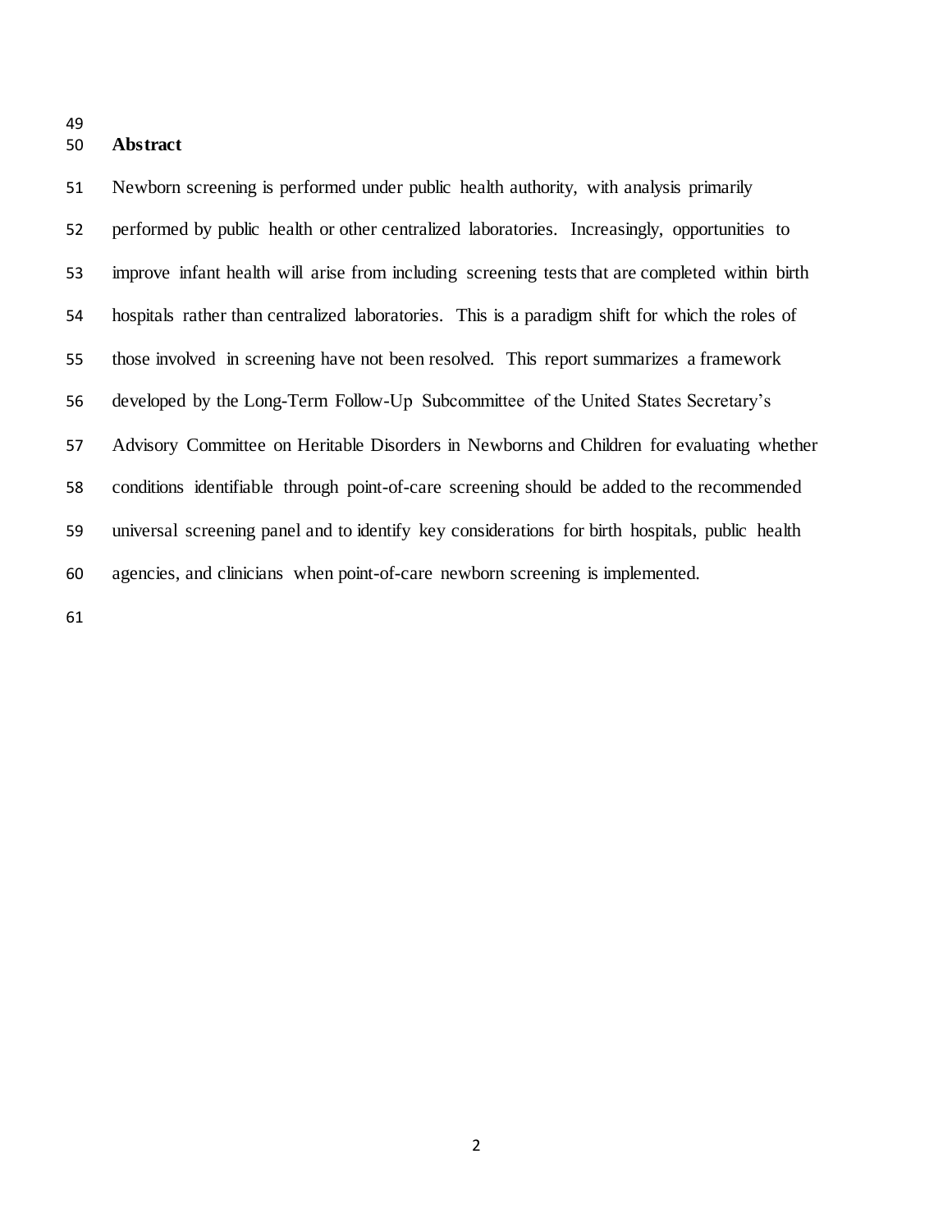## Abstract

Newborn screening is performed under public health authority, with analysis primarily performed by public health or other centralized laboratories. Increasingly, opportunities to improve infant health will arise from including screening tests that are completed within birth hospitals rather than centralized laboratories. This is a paradigm shift for which the roles of those involved in screening have not been resolved. This report summarizes a framework developed by the Long-Term Follow-Up Subcommittee of the United States Secretary's Advisory Committee on Heritable Disorders in Newborns and Children for evaluating whether conditions identifiable through point-of-care screening should be added to the recommended universal screening panel and to identify key considerations for birth hospitals, public health agencies, and clinicians when point-of-care newborn screening is implemented.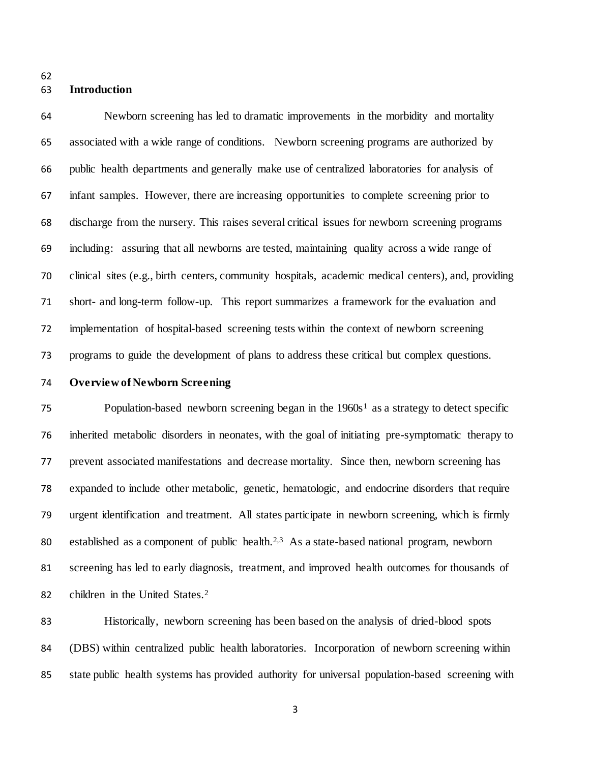## Introduction

Newborn screening has led to dramatic improvements in the morbidity and mortality associated with a wide range of conditions. Newborn screening programs are authorized by public health departments and generally make use of centralized laboratories for analysis of infant samples. However, there are increasing opportunities to complete screening prior to discharge from the nursery. This raises several critical issues for newborn screening programs including: assuring that all newborns are tested, maintaining quality across a wide range of clinical sites (e.g., birth centers, community hospitals, academic medical centers), and, providing short- and long-term follow-up. This report summarizes a framework for the evaluation and implementation of hospital-based screening tests within the context of newborn screening programs to guide the development of plans to address these critical but complex questions.

## Overview of Newborn Screening

Population-based newborn screening began in the 1960s[1] as a strategy to detect specific inherited metabolic disorders in neonates, with the goal of initiating pre-symptomatic therapy to prevent associated manifestations and decrease mortality. Since then, newborn screening has expanded to include other metabolic, genetic, hematologic, and endocrine disorders that require urgent identification and treatment. All states participate in newborn screening, which is firmly established as a component of public health.[2,3] As a state-based national program, newborn screening has led to early diagnosis, treatment, and improved health outcomes for thousands of children in the United States.[2]

Historically, newborn screening has been based on the analysis of dried-blood spots (DBS) within centralized public health laboratories. Incorporation of newborn screening within state public health systems has provided authority for universal population-based screening with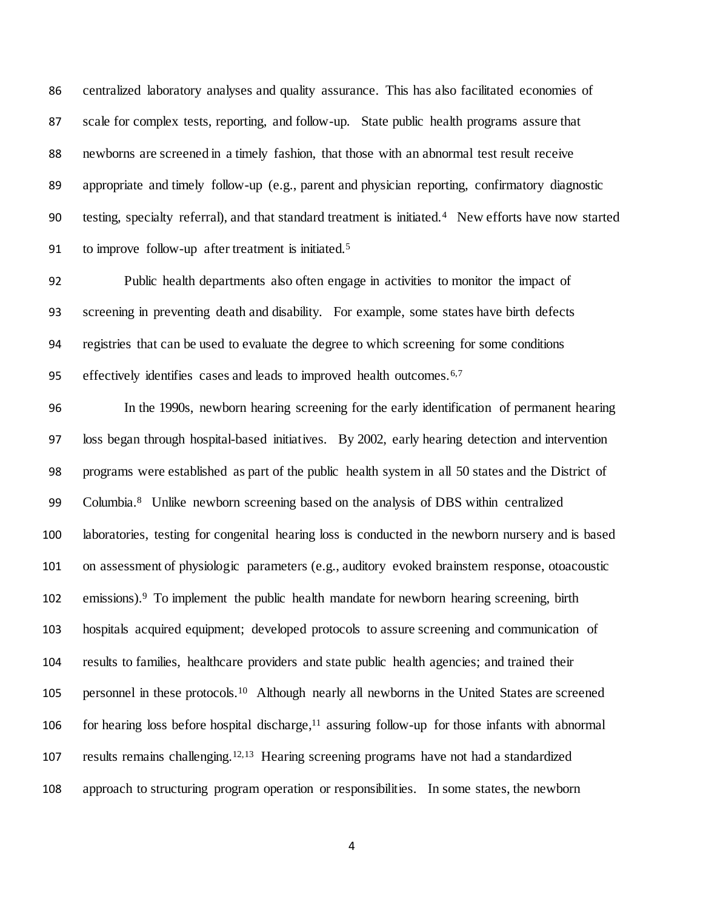centralized laboratory analyses and quality assurance. This has also facilitated economies of scale for complex tests, reporting, and follow-up. State public health programs assure that newborns are screened in a timely fashion, that those with an abnormal test result receive appropriate and timely follow-up (e.g., parent and physician reporting, confirmatory diagnostic testing, specialty referral), and that standard treatment is initiated.[4] New efforts have now started to improve follow-up after treatment is initiated.[5]

Public health departments also often engage in activities to monitor the impact of screening in preventing death and disability. For example, some states have birth defects registries that can be used to evaluate the degree to which screening for some conditions effectively identifies cases and leads to improved health outcomes.[6,7]

In the 1990s, newborn hearing screening for the early identification of permanent hearing loss began through hospital-based initiatives. By 2002, early hearing detection and intervention programs were established as part of the public health system in all 50 states and the District of Columbia.[8] Unlike newborn screening based on the analysis of DBS within centralized laboratories, testing for congenital hearing loss is conducted in the newborn nursery and is based on assessment of physiologic parameters (e.g., auditory evoked brainstem response, otoacoustic emissions).[9] To implement the public health mandate for newborn hearing screening, birth hospitals acquired equipment; developed protocols to assure screening and communication of results to families, healthcare providers and state public health agencies; and trained their personnel in these protocols.[10] Although nearly all newborns in the United States are screened for hearing loss before hospital discharge,[11] assuring follow-up for those infants with abnormal results remains challenging.[12,13] Hearing screening programs have not had a standardized approach to structuring program operation or responsibilities. In some states, the newborn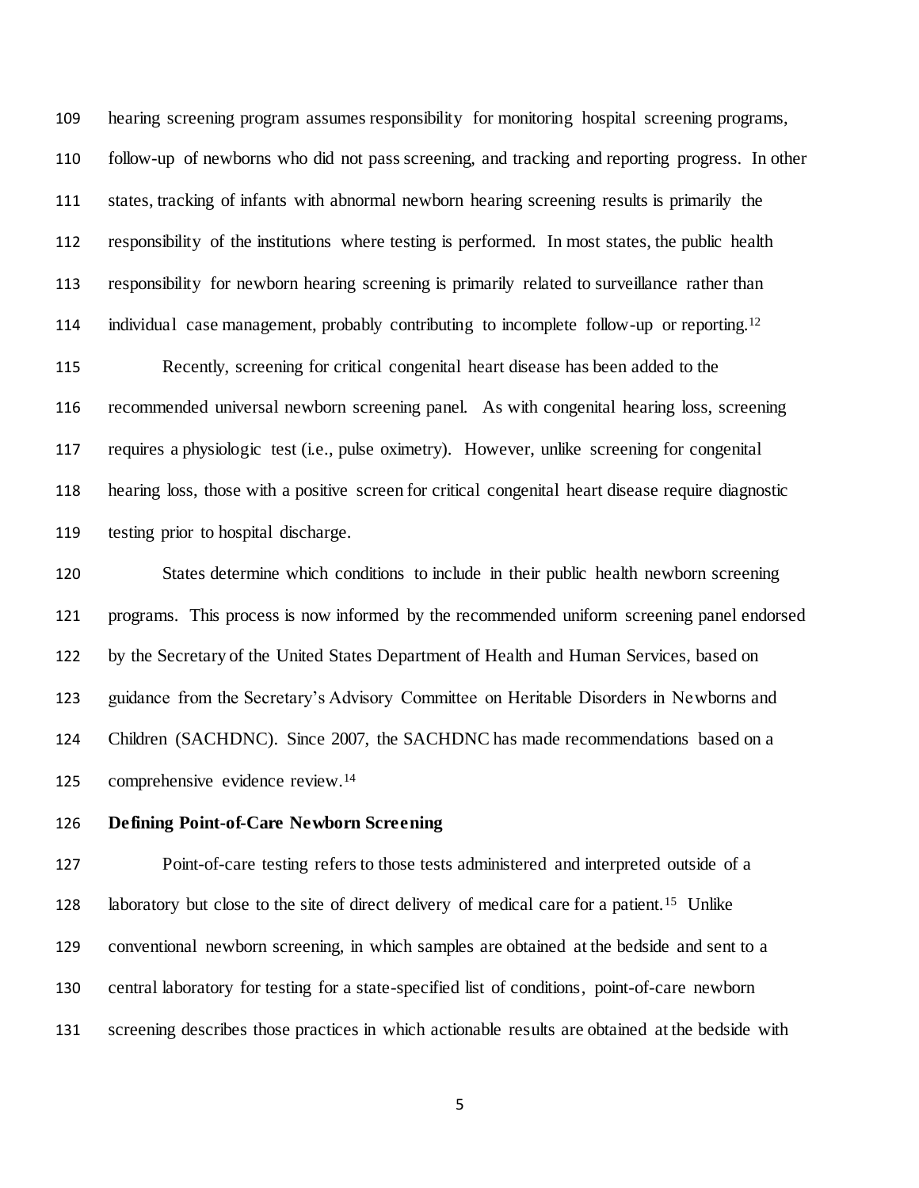hearing screening program assumes responsibility for monitoring hospital screening programs, follow-up of newborns who did not pass screening, and tracking and reporting progress. In other states, tracking of infants with abnormal newborn hearing screening results is primarily the responsibility of the institutions where testing is performed. In most states, the public health responsibility for newborn hearing screening is primarily related to surveillance rather than individual case management, probably contributing to incomplete follow-up or reporting.[12]

Recently, screening for critical congenital heart disease has been added to the recommended universal newborn screening panel. As with congenital hearing loss, screening requires a physiologic test (i.e., pulse oximetry). However, unlike screening for congenital hearing loss, those with a positive screen for critical congenital heart disease require diagnostic testing prior to hospital discharge.

States determine which conditions to include in their public health newborn screening programs. This process is now informed by the recommended uniform screening panel endorsed by the Secretary of the United States Department of Health and Human Services, based on guidance from the Secretary's Advisory Committee on Heritable Disorders in Newborns and Children (SACHDNC). Since 2007, the SACHDNC has made recommendations based on a comprehensive evidence review.[14]

**Defining Point-of-Care Newborn Screening**

Point-of-care testing refers to those tests administered and interpreted outside of a laboratory but close to the site of direct delivery of medical care for a patient.[15] Unlike conventional newborn screening, in which samples are obtained at the bedside and sent to a central laboratory for testing for a state-specified list of conditions, point-of-care newborn screening describes those practices in which actionable results are obtained at the bedside with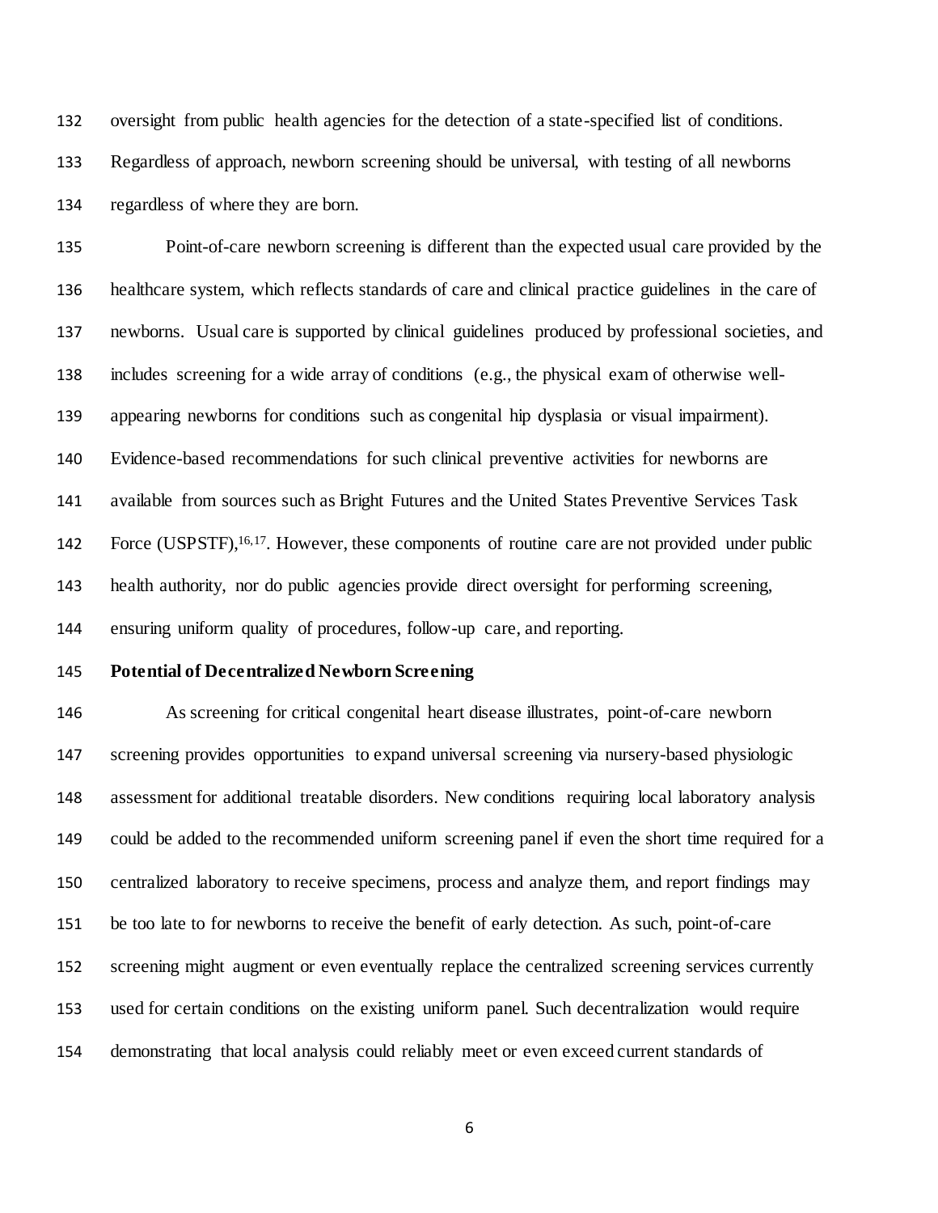oversight from public health agencies for the detection of a state-specified list of conditions. Regardless of approach, newborn screening should be universal, with testing of all newborns regardless of where they are born.

Point-of-care newborn screening is different than the expected usual care provided by the healthcare system, which reflects standards of care and clinical practice guidelines in the care of newborns. Usual care is supported by clinical guidelines produced by professional societies, and includes screening for a wide array of conditions (e.g., the physical exam of otherwise well-appearing newborns for conditions such as congenital hip dysplasia or visual impairment). Evidence-based recommendations for such clinical preventive activities for newborns are available from sources such as Bright Futures and the United States Preventive Services Task Force (USPSTF),[16,17]. However, these components of routine care are not provided under public health authority, nor do public agencies provide direct oversight for performing screening, ensuring uniform quality of procedures, follow-up care, and reporting.

**Potential of Decentralized Newborn Screening**

As screening for critical congenital heart disease illustrates, point-of-care newborn screening provides opportunities to expand universal screening via nursery-based physiologic assessment for additional treatable disorders. New conditions requiring local laboratory analysis could be added to the recommended uniform screening panel if even the short time required for a centralized laboratory to receive specimens, process and analyze them, and report findings may be too late to for newborns to receive the benefit of early detection. As such, point-of-care screening might augment or even eventually replace the centralized screening services currently used for certain conditions on the existing uniform panel. Such decentralization would require demonstrating that local analysis could reliably meet or even exceed current standards of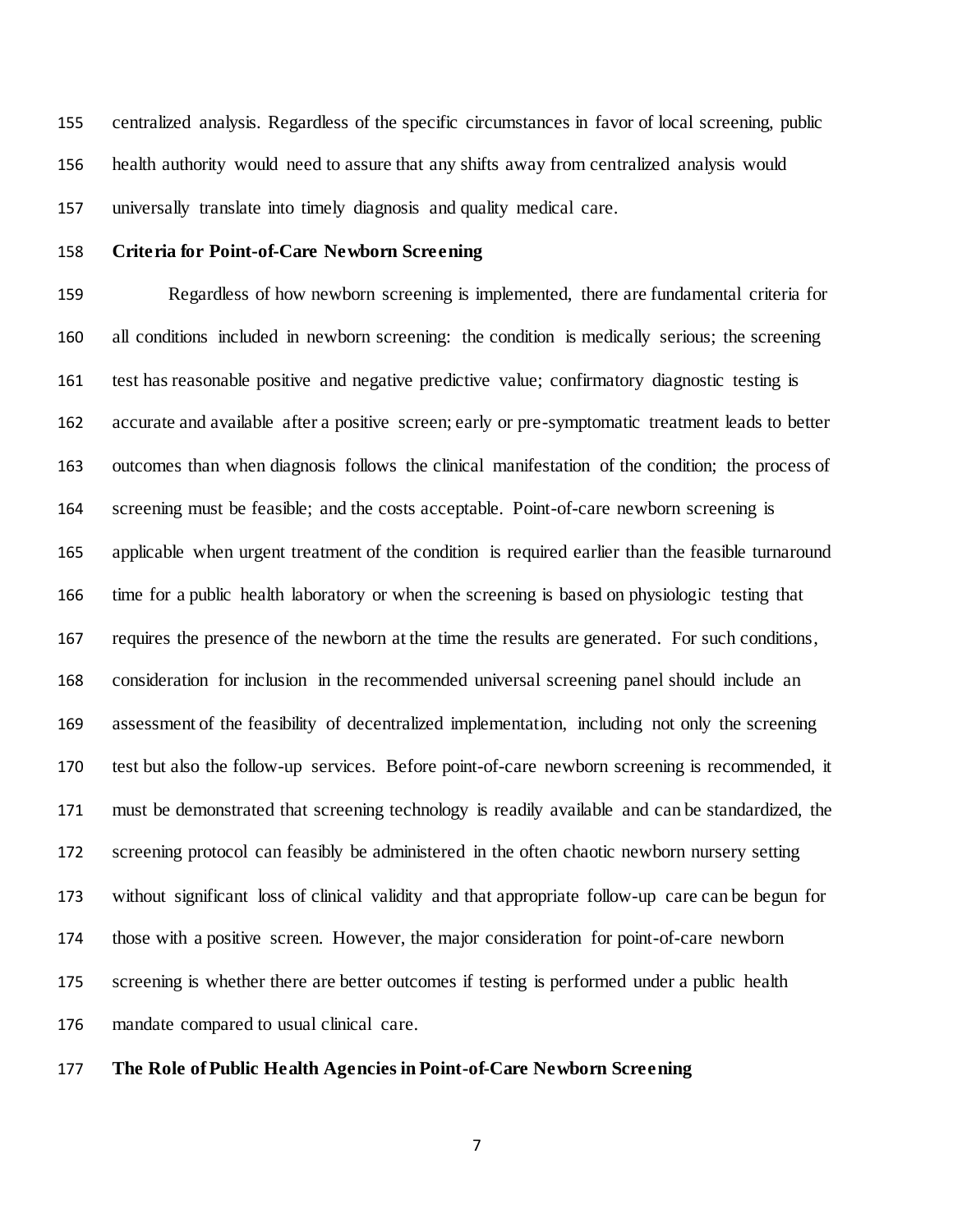centralized analysis. Regardless of the specific circumstances in favor of local screening, public health authority would need to assure that any shifts away from centralized analysis would universally translate into timely diagnosis and quality medical care.

## Criteria for Point-of-Care Newborn Screening

Regardless of how newborn screening is implemented, there are fundamental criteria for all conditions included in newborn screening: the condition is medically serious; the screening test has reasonable positive and negative predictive value; confirmatory diagnostic testing is accurate and available after a positive screen; early or pre-symptomatic treatment leads to better outcomes than when diagnosis follows the clinical manifestation of the condition; the process of screening must be feasible; and the costs acceptable. Point-of-care newborn screening is applicable when urgent treatment of the condition is required earlier than the feasible turnaround time for a public health laboratory or when the screening is based on physiologic testing that requires the presence of the newborn at the time the results are generated. For such conditions, consideration for inclusion in the recommended universal screening panel should include an assessment of the feasibility of decentralized implementation, including not only the screening test but also the follow-up services. Before point-of-care newborn screening is recommended, it must be demonstrated that screening technology is readily available and can be standardized, the screening protocol can feasibly be administered in the often chaotic newborn nursery setting without significant loss of clinical validity and that appropriate follow-up care can be begun for those with a positive screen. However, the major consideration for point-of-care newborn screening is whether there are better outcomes if testing is performed under a public health mandate compared to usual clinical care.

## The Role of Public Health Agencies in Point-of-Care Newborn Screening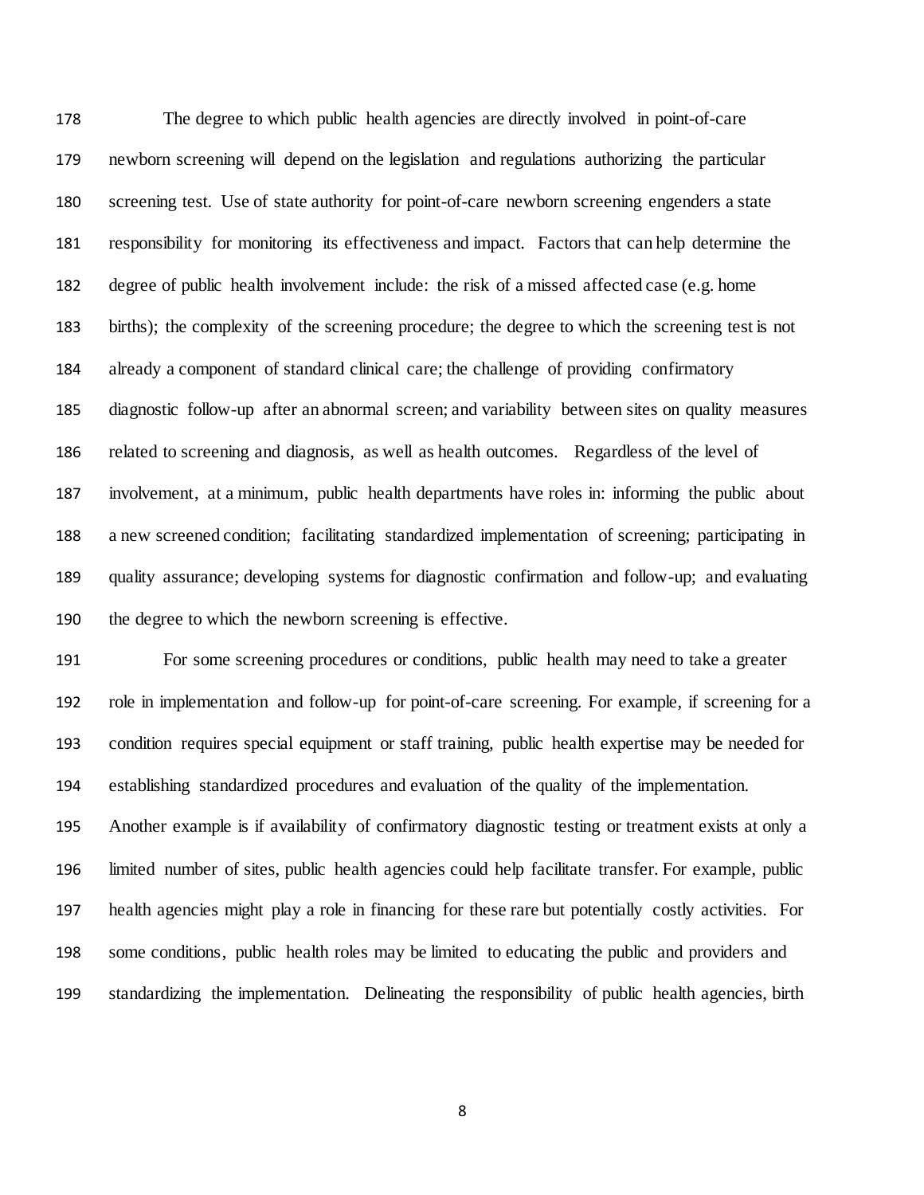The degree to which public health agencies are directly involved in point-of-care newborn screening will depend on the legislation and regulations authorizing the particular screening test. Use of state authority for point-of-care newborn screening engenders a state responsibility for monitoring its effectiveness and impact. Factors that can help determine the degree of public health involvement include: the risk of a missed affected case (e.g. home births); the complexity of the screening procedure; the degree to which the screening test is not already a component of standard clinical care; the challenge of providing confirmatory diagnostic follow-up after an abnormal screen; and variability between sites on quality measures related to screening and diagnosis, as well as health outcomes. Regardless of the level of involvement, at a minimum, public health departments have roles in: informing the public about a new screened condition; facilitating standardized implementation of screening; participating in quality assurance; developing systems for diagnostic confirmation and follow-up; and evaluating the degree to which the newborn screening is effective.

For some screening procedures or conditions, public health may need to take a greater role in implementation and follow-up for point-of-care screening. For example, if screening for a condition requires special equipment or staff training, public health expertise may be needed for establishing standardized procedures and evaluation of the quality of the implementation. Another example is if availability of confirmatory diagnostic testing or treatment exists at only a limited number of sites, public health agencies could help facilitate transfer. For example, public health agencies might play a role in financing for these rare but potentially costly activities. For some conditions, public health roles may be limited to educating the public and providers and standardizing the implementation. Delineating the responsibility of public health agencies, birth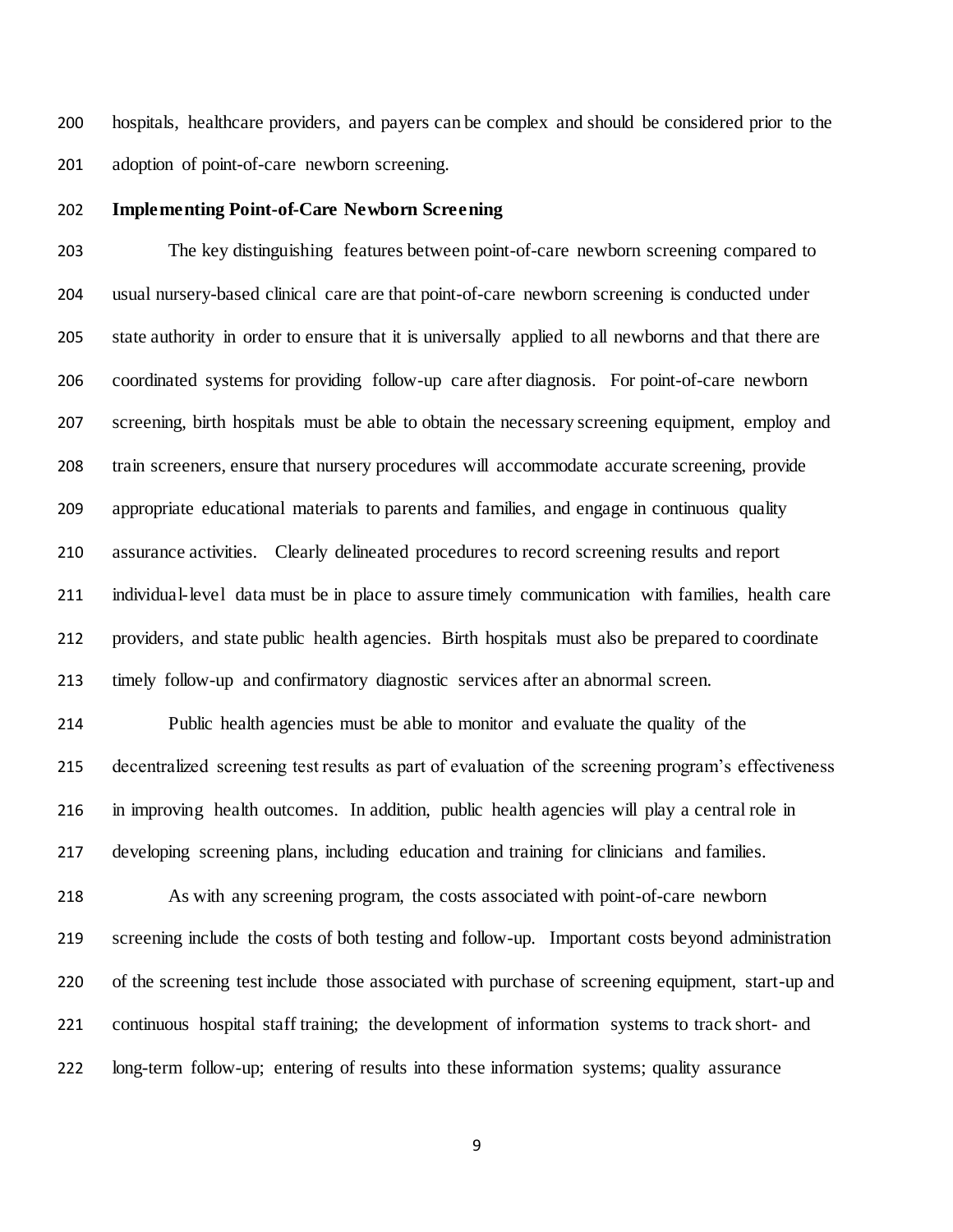hospitals, healthcare providers, and payers can be complex and should be considered prior to the adoption of point-of-care newborn screening.

**Implementing Point-of-Care Newborn Screening**

The key distinguishing features between point-of-care newborn screening compared to usual nursery-based clinical care are that point-of-care newborn screening is conducted under state authority in order to ensure that it is universally applied to all newborns and that there are coordinated systems for providing follow-up care after diagnosis. For point-of-care newborn screening, birth hospitals must be able to obtain the necessary screening equipment, employ and train screeners, ensure that nursery procedures will accommodate accurate screening, provide appropriate educational materials to parents and families, and engage in continuous quality assurance activities. Clearly delineated procedures to record screening results and report individual-level data must be in place to assure timely communication with families, health care providers, and state public health agencies. Birth hospitals must also be prepared to coordinate timely follow-up and confirmatory diagnostic services after an abnormal screen.

Public health agencies must be able to monitor and evaluate the quality of the decentralized screening test results as part of evaluation of the screening program's effectiveness in improving health outcomes. In addition, public health agencies will play a central role in developing screening plans, including education and training for clinicians and families.

As with any screening program, the costs associated with point-of-care newborn screening include the costs of both testing and follow-up. Important costs beyond administration of the screening test include those associated with purchase of screening equipment, start-up and continuous hospital staff training; the development of information systems to track short- and long-term follow-up; entering of results into these information systems; quality assurance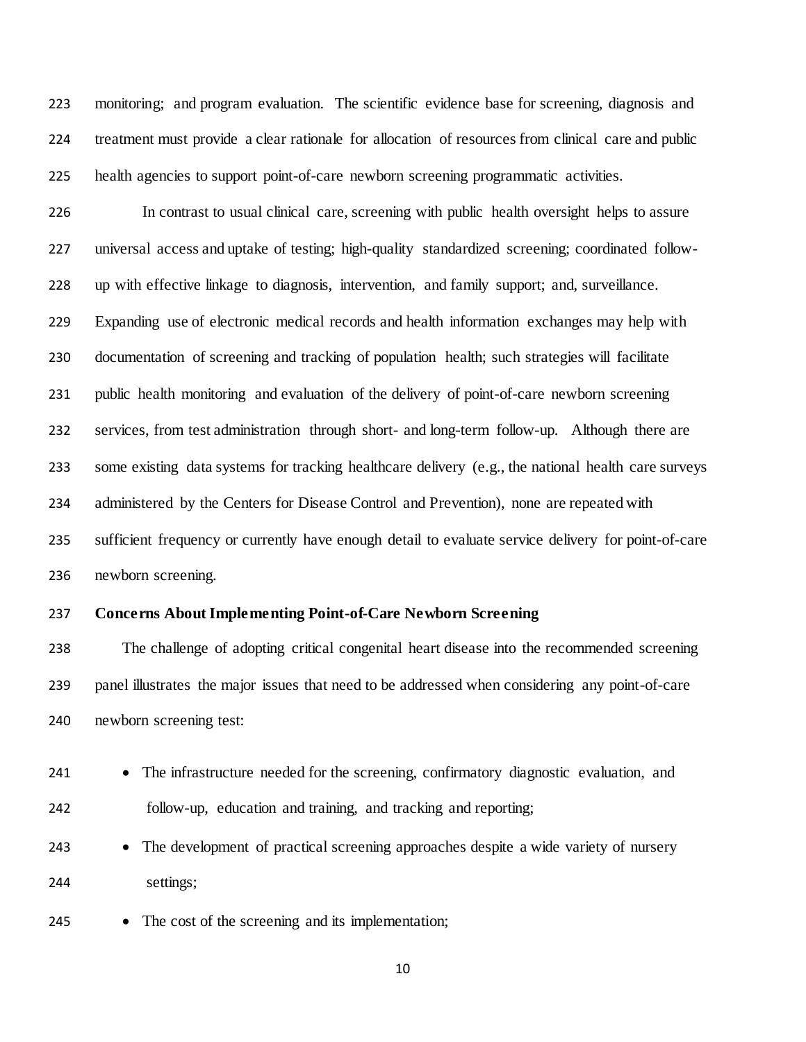monitoring; and program evaluation. The scientific evidence base for screening, diagnosis and treatment must provide a clear rationale for allocation of resources from clinical care and public health agencies to support point-of-care newborn screening programmatic activities.

In contrast to usual clinical care, screening with public health oversight helps to assure universal access and uptake of testing; high-quality standardized screening; coordinated follow-up with effective linkage to diagnosis, intervention, and family support; and, surveillance. Expanding use of electronic medical records and health information exchanges may help with documentation of screening and tracking of population health; such strategies will facilitate public health monitoring and evaluation of the delivery of point-of-care newborn screening services, from test administration through short- and long-term follow-up. Although there are some existing data systems for tracking healthcare delivery (e.g., the national health care surveys administered by the Centers for Disease Control and Prevention), none are repeated with sufficient frequency or currently have enough detail to evaluate service delivery for point-of-care newborn screening.

**Concerns About Implementing Point-of-Care Newborn Screening**

The challenge of adopting critical congenital heart disease into the recommended screening panel illustrates the major issues that need to be addressed when considering any point-of-care newborn screening test:

- The infrastructure needed for the screening, confirmatory diagnostic evaluation, and follow-up, education and training, and tracking and reporting;
- The development of practical screening approaches despite a wide variety of nursery settings;
- The cost of the screening and its implementation;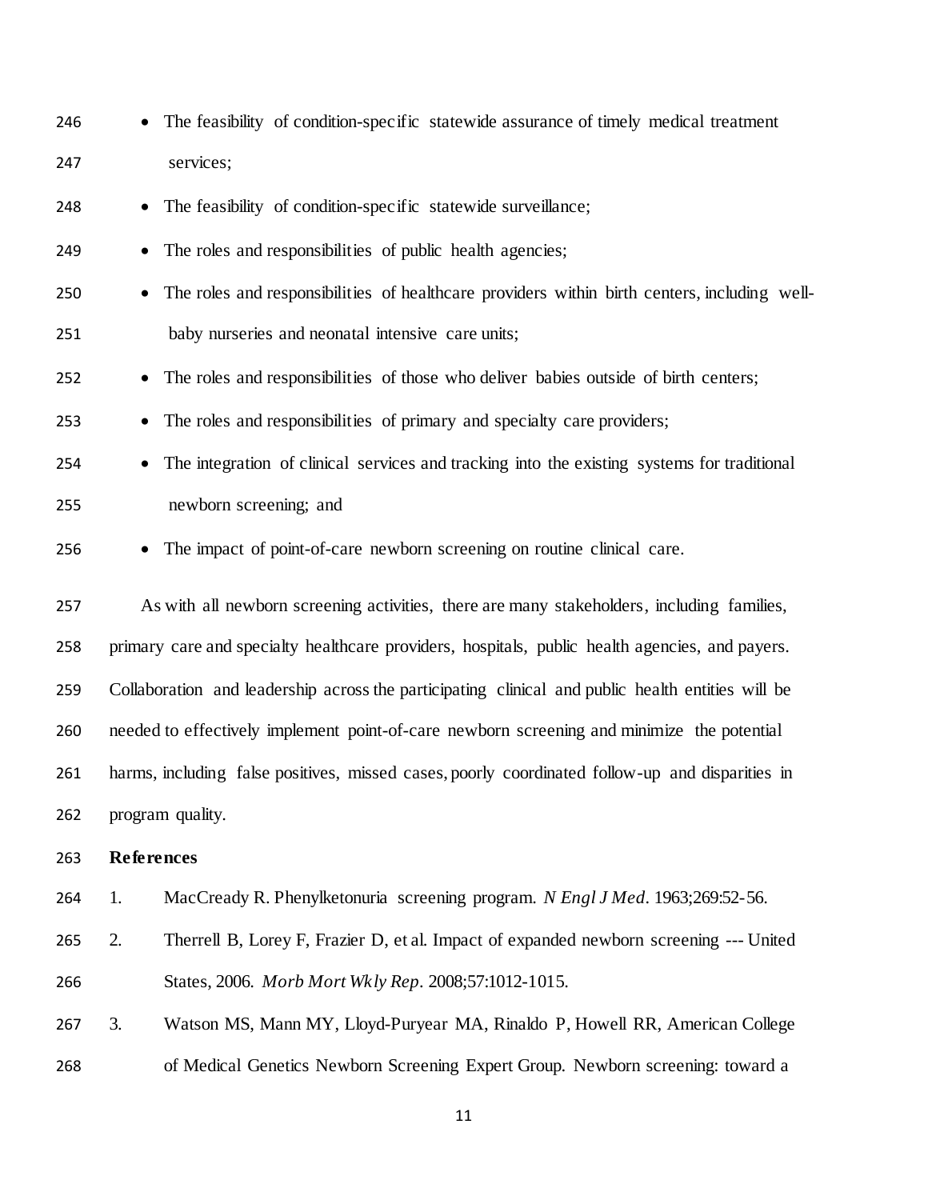- The feasibility of condition-specific statewide assurance of timely medical treatment services;
- The feasibility of condition-specific statewide surveillance;
- The roles and responsibilities of public health agencies;
- The roles and responsibilities of healthcare providers within birth centers, including well-baby nurseries and neonatal intensive care units;
- The roles and responsibilities of those who deliver babies outside of birth centers;
- The roles and responsibilities of primary and specialty care providers;
- The integration of clinical services and tracking into the existing systems for traditional newborn screening; and
- The impact of point-of-care newborn screening on routine clinical care.

As with all newborn screening activities, there are many stakeholders, including families, primary care and specialty healthcare providers, hospitals, public health agencies, and payers. Collaboration and leadership across the participating clinical and public health entities will be needed to effectively implement point-of-care newborn screening and minimize the potential harms, including false positives, missed cases, poorly coordinated follow-up and disparities in program quality.

**References**

1. MacCready R. Phenylketonuria screening program. *N Engl J Med*. 1963;269:52-56.
2. Therrell B, Lorey F, Frazier D, et al. Impact of expanded newborn screening --- United States, 2006. *Morb Mort Wkly Rep*. 2008;57:1012-1015.
3. Watson MS, Mann MY, Lloyd-Puryear MA, Rinaldo P, Howell RR, American College of Medical Genetics Newborn Screening Expert Group. Newborn screening: toward a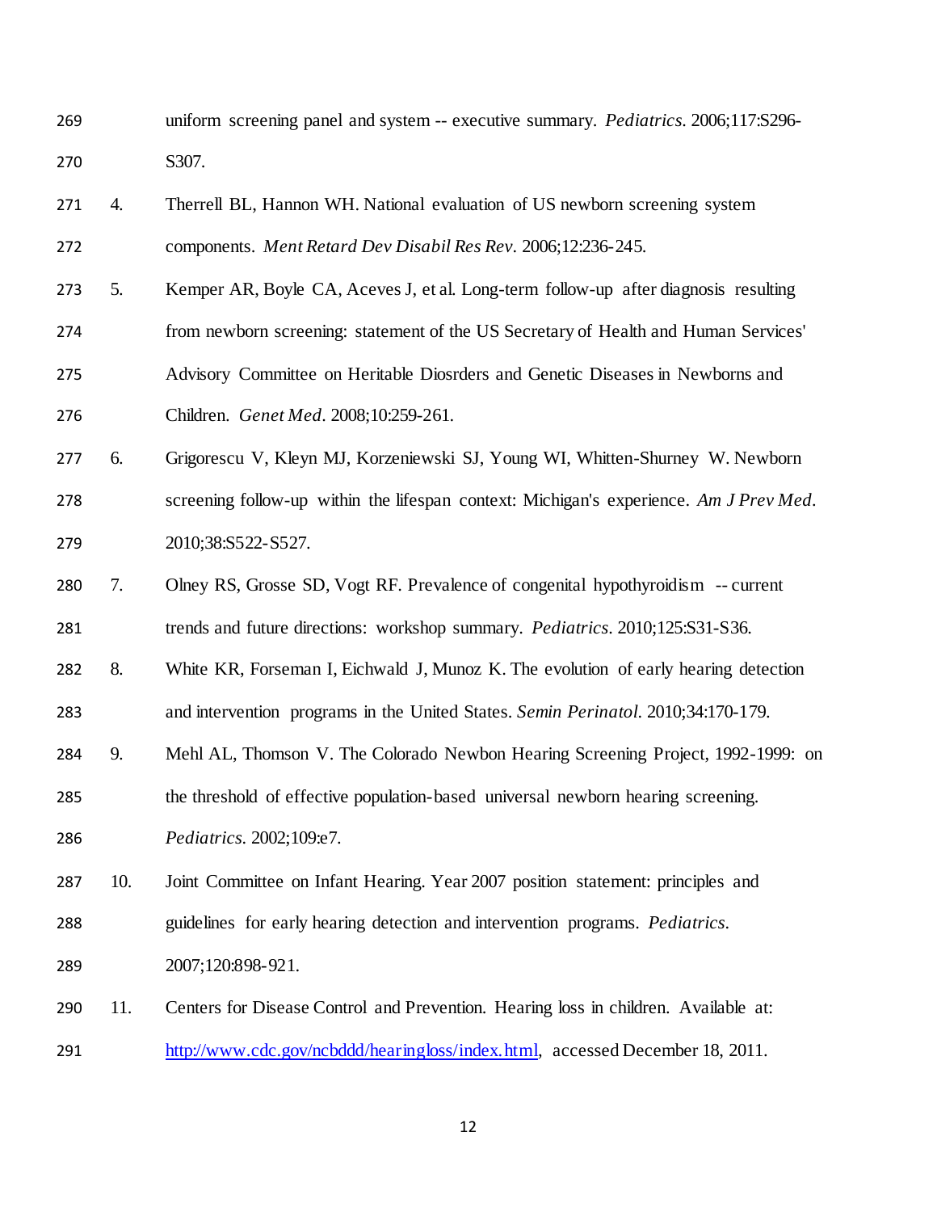uniform screening panel and system -- executive summary. *Pediatrics*. 2006;117:S296-S307.

4. Therrell BL, Hannon WH. National evaluation of US newborn screening system components. *Ment Retard Dev Disabil Res Rev*. 2006;12:236-245.

5. Kemper AR, Boyle CA, Aceves J, et al. Long-term follow-up after diagnosis resulting from newborn screening: statement of the US Secretary of Health and Human Services' Advisory Committee on Heritable Diosrders and Genetic Diseases in Newborns and Children. *Genet Med*. 2008;10:259-261.

6. Grigorescu V, Kleyn MJ, Korzeniewski SJ, Young WI, Whitten-Shurney W. Newborn screening follow-up within the lifespan context: Michigan's experience. *Am J Prev Med*. 2010;38:S522-S527.

7. Olney RS, Grosse SD, Vogt RF. Prevalence of congenital hypothyroidism -- current trends and future directions: workshop summary. *Pediatrics*. 2010;125:S31-S36.

8. White KR, Forseman I, Eichwald J, Munoz K. The evolution of early hearing detection and intervention programs in the United States. *Semin Perinatol*. 2010;34:170-179.

9. Mehl AL, Thomson V. The Colorado Newbon Hearing Screening Project, 1992-1999: on the threshold of effective population-based universal newborn hearing screening. *Pediatrics*. 2002;109:e7.

10. Joint Committee on Infant Hearing. Year 2007 position statement: principles and guidelines for early hearing detection and intervention programs. *Pediatrics*. 2007;120:898-921.

11. Centers for Disease Control and Prevention. Hearing loss in children. Available at: http://www.cdc.gov/ncbddd/hearingloss/index.html, accessed December 18, 2011.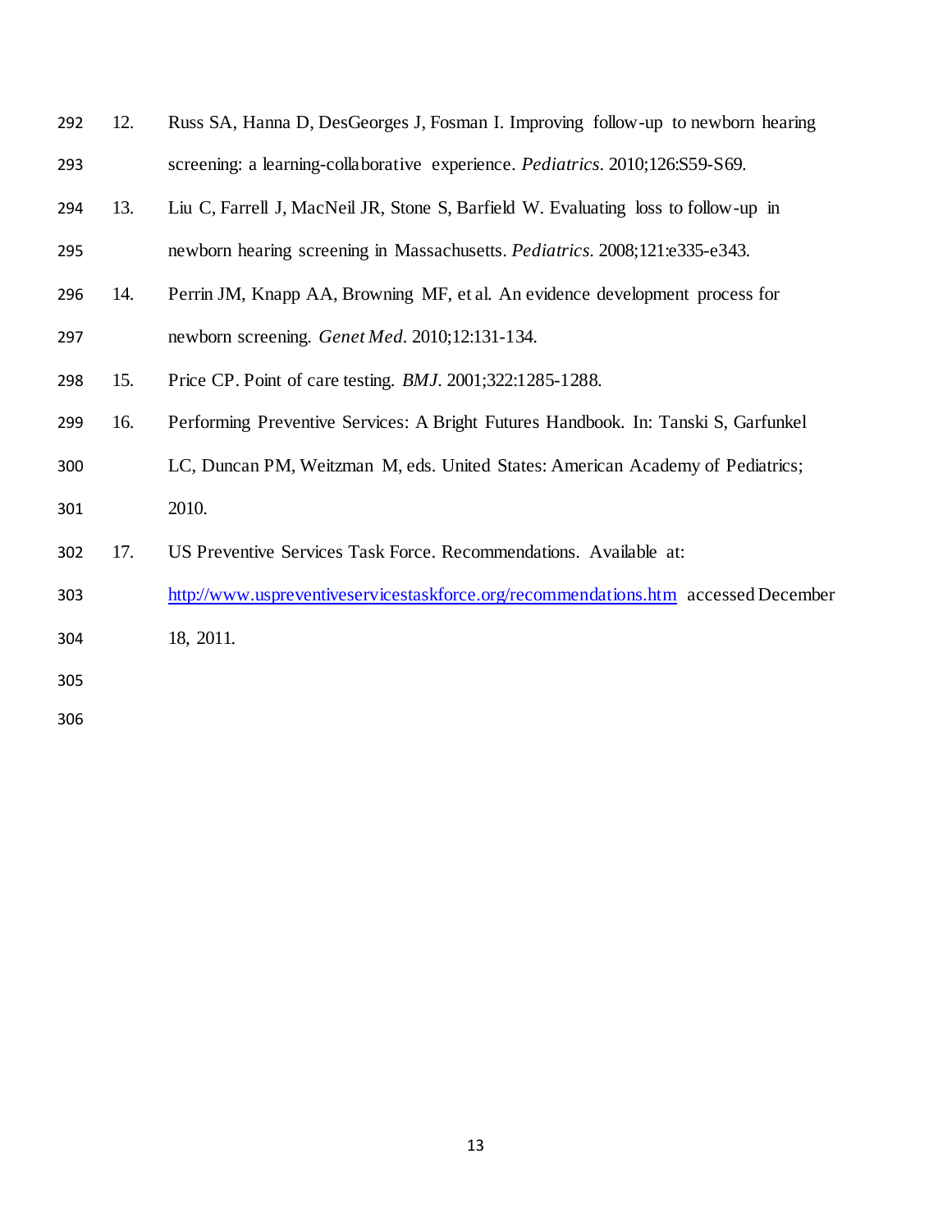12. Russ SA, Hanna D, DesGeorges J, Fosman I. Improving follow-up to newborn hearing screening: a learning-collaborative experience. *Pediatrics*. 2010;126:S59-S69.
13. Liu C, Farrell J, MacNeil JR, Stone S, Barfield W. Evaluating loss to follow-up in newborn hearing screening in Massachusetts. *Pediatrics*. 2008;121:e335-e343.
14. Perrin JM, Knapp AA, Browning MF, et al. An evidence development process for newborn screening. *Genet Med*. 2010;12:131-134.
15. Price CP. Point of care testing. *BMJ*. 2001;322:1285-1288.
16. Performing Preventive Services: A Bright Futures Handbook. In: Tanski S, Garfunkel LC, Duncan PM, Weitzman M, eds. United States: American Academy of Pediatrics; 2010.
17. US Preventive Services Task Force. Recommendations. Available at: http://www.uspreventiveservicestaskforce.org/recommendations.htm accessed December 18, 2011.